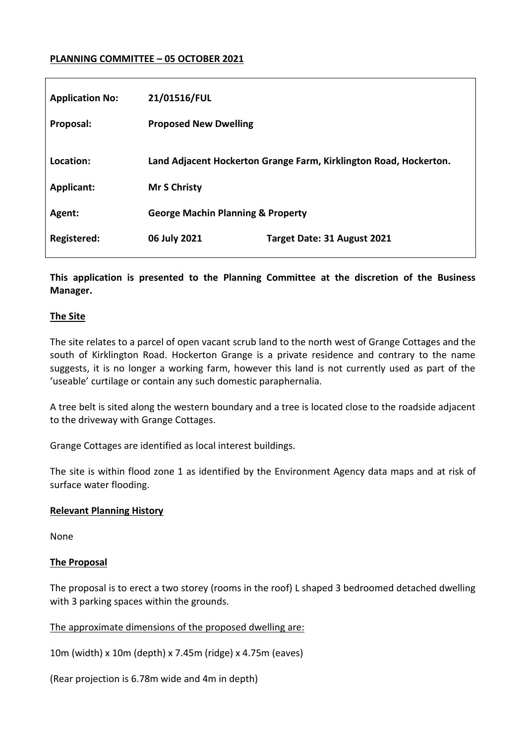**PLANNING COMMITTEE – 05 OCTOBER 2021**

| | | |
|---|---|---|
| **Application No:** | **21/01516/FUL** | |
| **Proposal:** | **Proposed New Dwelling** | |
| **Location:** | **Land Adjacent Hockerton Grange Farm, Kirklington Road, Hockerton.** | |
| **Applicant:** | **Mr S Christy** | |
| **Agent:** | **George Machin Planning & Property** | |
| **Registered:** | **06 July 2021** | **Target Date: 31 August 2021** |

**This application is presented to the Planning Committee at the discretion of the Business Manager.**

**The Site**

The site relates to a parcel of open vacant scrub land to the north west of Grange Cottages and the south of Kirklington Road. Hockerton Grange is a private residence and contrary to the name suggests, it is no longer a working farm, however this land is not currently used as part of the 'useable' curtilage or contain any such domestic paraphernalia.

A tree belt is sited along the western boundary and a tree is located close to the roadside adjacent to the driveway with Grange Cottages.

Grange Cottages are identified as local interest buildings.

The site is within flood zone 1 as identified by the Environment Agency data maps and at risk of surface water flooding.

**Relevant Planning History**

None

**The Proposal**

The proposal is to erect a two storey (rooms in the roof) L shaped 3 bedroomed detached dwelling with 3 parking spaces within the grounds.

The approximate dimensions of the proposed dwelling are:

10m (width) x 10m (depth) x 7.45m (ridge) x 4.75m (eaves)

(Rear projection is 6.78m wide and 4m in depth)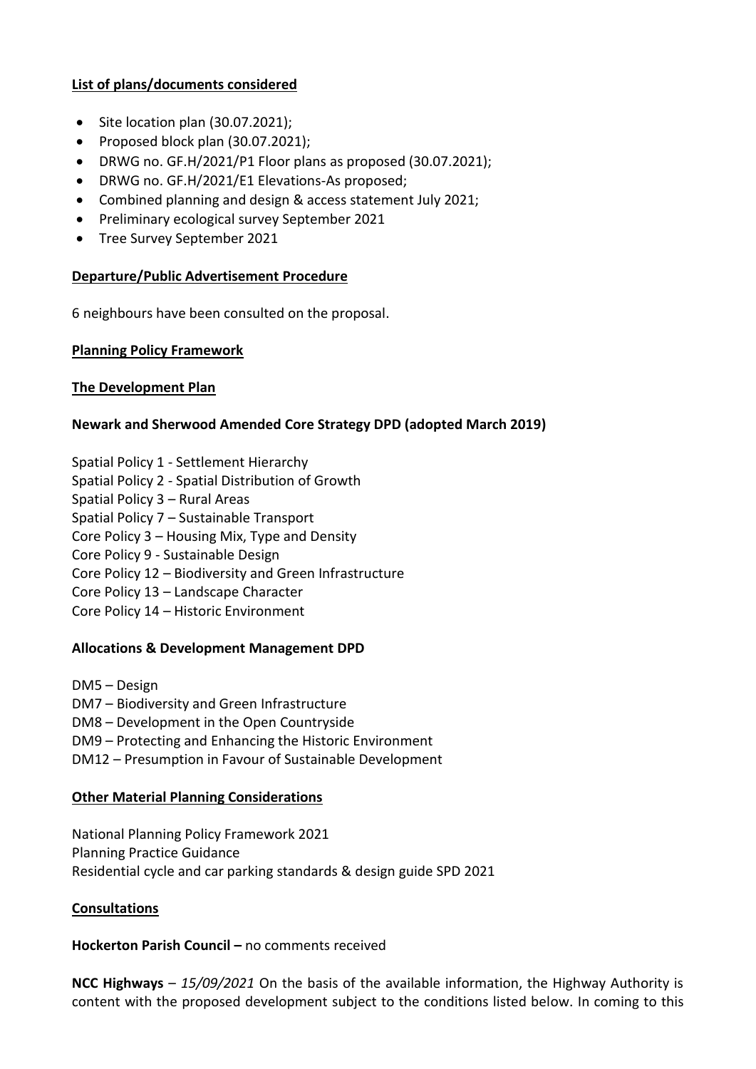**List of plans/documents considered**

- Site location plan (30.07.2021);
- Proposed block plan (30.07.2021);
- DRWG no. GF.H/2021/P1 Floor plans as proposed (30.07.2021);
- DRWG no. GF.H/2021/E1 Elevations-As proposed;
- Combined planning and design & access statement July 2021;
- Preliminary ecological survey September 2021
- Tree Survey September 2021

**Departure/Public Advertisement Procedure**

6 neighbours have been consulted on the proposal.

**Planning Policy Framework**

**The Development Plan**

**Newark and Sherwood Amended Core Strategy DPD (adopted March 2019)**

Spatial Policy 1 - Settlement Hierarchy
Spatial Policy 2 - Spatial Distribution of Growth
Spatial Policy 3 – Rural Areas
Spatial Policy 7 – Sustainable Transport
Core Policy 3 – Housing Mix, Type and Density
Core Policy 9 - Sustainable Design
Core Policy 12 – Biodiversity and Green Infrastructure
Core Policy 13 – Landscape Character
Core Policy 14 – Historic Environment

**Allocations & Development Management DPD**

DM5 – Design
DM7 – Biodiversity and Green Infrastructure
DM8 – Development in the Open Countryside
DM9 – Protecting and Enhancing the Historic Environment
DM12 – Presumption in Favour of Sustainable Development

**Other Material Planning Considerations**

National Planning Policy Framework 2021
Planning Practice Guidance
Residential cycle and car parking standards & design guide SPD 2021

**Consultations**

**Hockerton Parish Council –** no comments received

**NCC Highways** – *15/09/2021* On the basis of the available information, the Highway Authority is content with the proposed development subject to the conditions listed below. In coming to this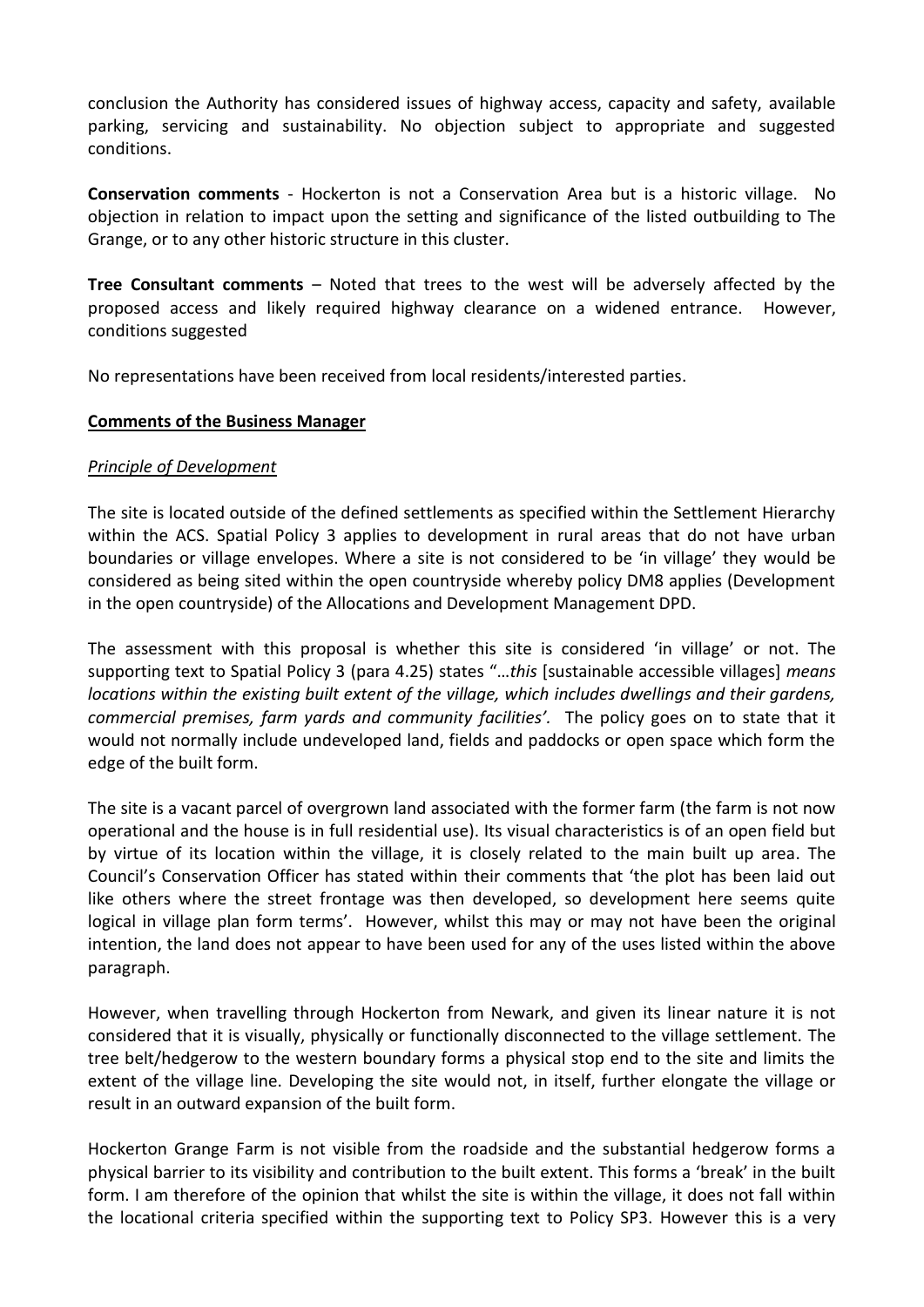conclusion the Authority has considered issues of highway access, capacity and safety, available parking, servicing and sustainability. No objection subject to appropriate and suggested conditions.

**Conservation comments** - Hockerton is not a Conservation Area but is a historic village. No objection in relation to impact upon the setting and significance of the listed outbuilding to The Grange, or to any other historic structure in this cluster.

**Tree Consultant comments** – Noted that trees to the west will be adversely affected by the proposed access and likely required highway clearance on a widened entrance. However, conditions suggested

No representations have been received from local residents/interested parties.

**Comments of the Business Manager**

*Principle of Development*

The site is located outside of the defined settlements as specified within the Settlement Hierarchy within the ACS. Spatial Policy 3 applies to development in rural areas that do not have urban boundaries or village envelopes. Where a site is not considered to be 'in village' they would be considered as being sited within the open countryside whereby policy DM8 applies (Development in the open countryside) of the Allocations and Development Management DPD.

The assessment with this proposal is whether this site is considered 'in village' or not. The supporting text to Spatial Policy 3 (para 4.25) states "…*this* [sustainable accessible villages] *means locations within the existing built extent of the village, which includes dwellings and their gardens, commercial premises, farm yards and community facilities'.* The policy goes on to state that it would not normally include undeveloped land, fields and paddocks or open space which form the edge of the built form.

The site is a vacant parcel of overgrown land associated with the former farm (the farm is not now operational and the house is in full residential use). Its visual characteristics is of an open field but by virtue of its location within the village, it is closely related to the main built up area. The Council's Conservation Officer has stated within their comments that 'the plot has been laid out like others where the street frontage was then developed, so development here seems quite logical in village plan form terms'. However, whilst this may or may not have been the original intention, the land does not appear to have been used for any of the uses listed within the above paragraph.

However, when travelling through Hockerton from Newark, and given its linear nature it is not considered that it is visually, physically or functionally disconnected to the village settlement. The tree belt/hedgerow to the western boundary forms a physical stop end to the site and limits the extent of the village line. Developing the site would not, in itself, further elongate the village or result in an outward expansion of the built form.

Hockerton Grange Farm is not visible from the roadside and the substantial hedgerow forms a physical barrier to its visibility and contribution to the built extent. This forms a 'break' in the built form. I am therefore of the opinion that whilst the site is within the village, it does not fall within the locational criteria specified within the supporting text to Policy SP3. However this is a very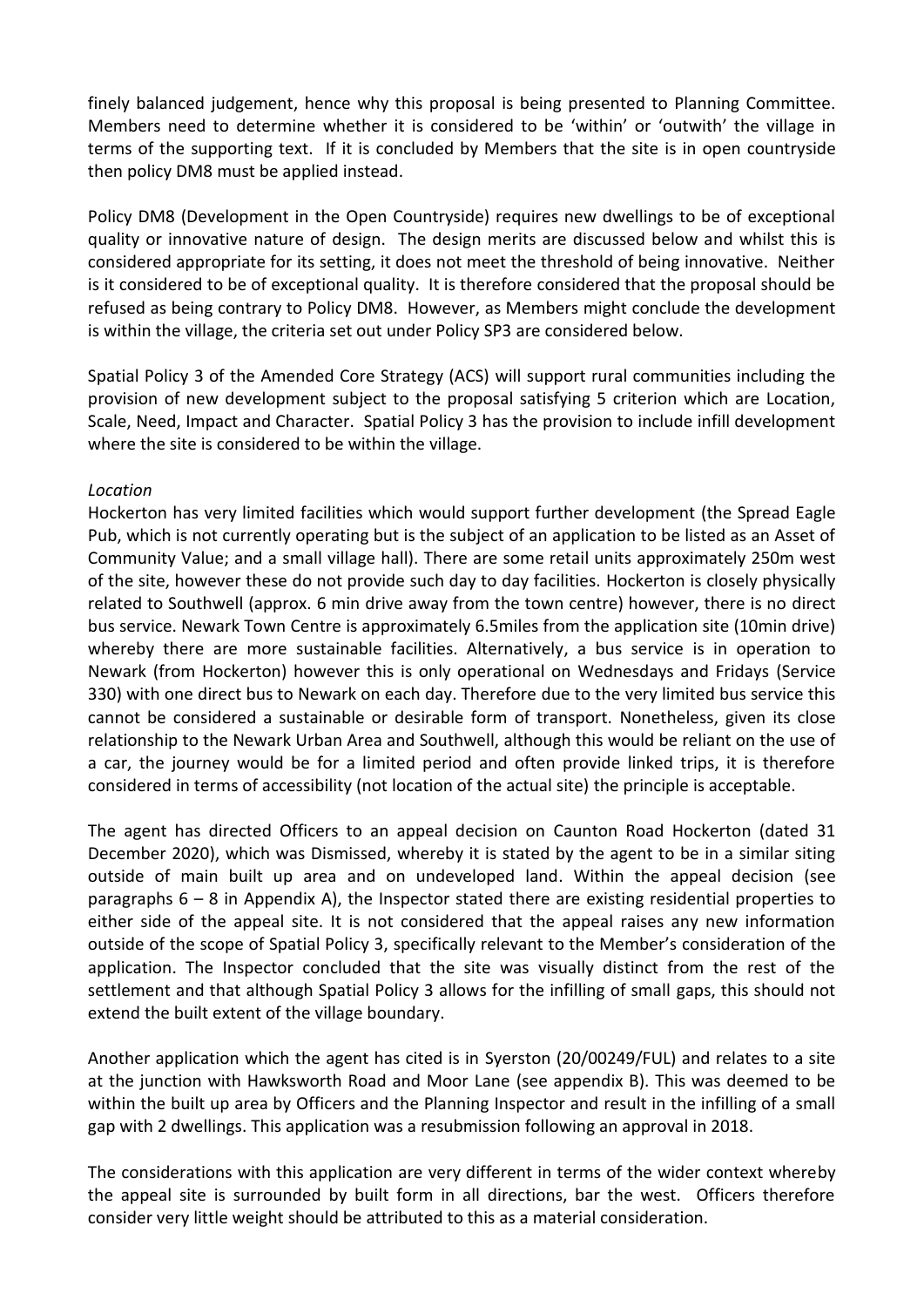finely balanced judgement, hence why this proposal is being presented to Planning Committee. Members need to determine whether it is considered to be 'within' or 'outwith' the village in terms of the supporting text. If it is concluded by Members that the site is in open countryside then policy DM8 must be applied instead.

Policy DM8 (Development in the Open Countryside) requires new dwellings to be of exceptional quality or innovative nature of design. The design merits are discussed below and whilst this is considered appropriate for its setting, it does not meet the threshold of being innovative. Neither is it considered to be of exceptional quality. It is therefore considered that the proposal should be refused as being contrary to Policy DM8. However, as Members might conclude the development is within the village, the criteria set out under Policy SP3 are considered below.

Spatial Policy 3 of the Amended Core Strategy (ACS) will support rural communities including the provision of new development subject to the proposal satisfying 5 criterion which are Location, Scale, Need, Impact and Character. Spatial Policy 3 has the provision to include infill development where the site is considered to be within the village.

*Location*

Hockerton has very limited facilities which would support further development (the Spread Eagle Pub, which is not currently operating but is the subject of an application to be listed as an Asset of Community Value; and a small village hall). There are some retail units approximately 250m west of the site, however these do not provide such day to day facilities. Hockerton is closely physically related to Southwell (approx. 6 min drive away from the town centre) however, there is no direct bus service. Newark Town Centre is approximately 6.5miles from the application site (10min drive) whereby there are more sustainable facilities. Alternatively, a bus service is in operation to Newark (from Hockerton) however this is only operational on Wednesdays and Fridays (Service 330) with one direct bus to Newark on each day. Therefore due to the very limited bus service this cannot be considered a sustainable or desirable form of transport. Nonetheless, given its close relationship to the Newark Urban Area and Southwell, although this would be reliant on the use of a car, the journey would be for a limited period and often provide linked trips, it is therefore considered in terms of accessibility (not location of the actual site) the principle is acceptable.

The agent has directed Officers to an appeal decision on Caunton Road Hockerton (dated 31 December 2020), which was Dismissed, whereby it is stated by the agent to be in a similar siting outside of main built up area and on undeveloped land. Within the appeal decision (see paragraphs 6 – 8 in Appendix A), the Inspector stated there are existing residential properties to either side of the appeal site. It is not considered that the appeal raises any new information outside of the scope of Spatial Policy 3, specifically relevant to the Member's consideration of the application. The Inspector concluded that the site was visually distinct from the rest of the settlement and that although Spatial Policy 3 allows for the infilling of small gaps, this should not extend the built extent of the village boundary.

Another application which the agent has cited is in Syerston (20/00249/FUL) and relates to a site at the junction with Hawksworth Road and Moor Lane (see appendix B). This was deemed to be within the built up area by Officers and the Planning Inspector and result in the infilling of a small gap with 2 dwellings. This application was a resubmission following an approval in 2018.

The considerations with this application are very different in terms of the wider context whereby the appeal site is surrounded by built form in all directions, bar the west. Officers therefore consider very little weight should be attributed to this as a material consideration.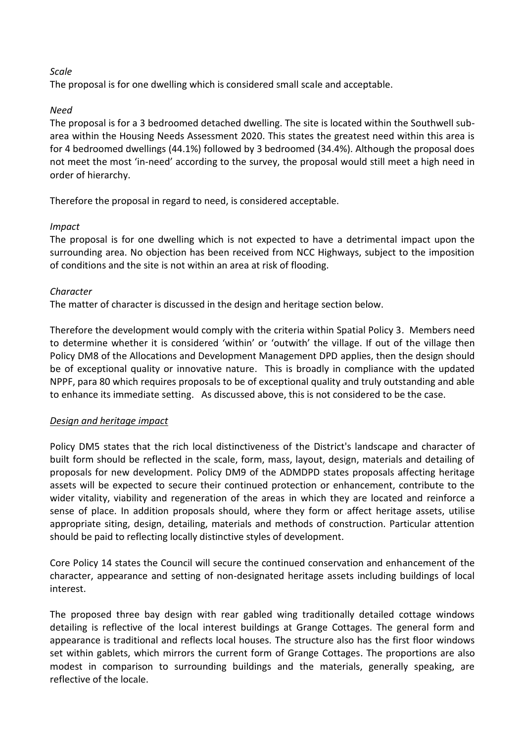*Scale*

The proposal is for one dwelling which is considered small scale and acceptable.

*Need*

The proposal is for a 3 bedroomed detached dwelling. The site is located within the Southwell sub-area within the Housing Needs Assessment 2020. This states the greatest need within this area is for 4 bedroomed dwellings (44.1%) followed by 3 bedroomed (34.4%). Although the proposal does not meet the most 'in-need' according to the survey, the proposal would still meet a high need in order of hierarchy.

Therefore the proposal in regard to need, is considered acceptable.

*Impact*

The proposal is for one dwelling which is not expected to have a detrimental impact upon the surrounding area. No objection has been received from NCC Highways, subject to the imposition of conditions and the site is not within an area at risk of flooding.

*Character*

The matter of character is discussed in the design and heritage section below.

Therefore the development would comply with the criteria within Spatial Policy 3. Members need to determine whether it is considered 'within' or 'outwith' the village. If out of the village then Policy DM8 of the Allocations and Development Management DPD applies, then the design should be of exceptional quality or innovative nature. This is broadly in compliance with the updated NPPF, para 80 which requires proposals to be of exceptional quality and truly outstanding and able to enhance its immediate setting. As discussed above, this is not considered to be the case.

*Design and heritage impact*

Policy DM5 states that the rich local distinctiveness of the District's landscape and character of built form should be reflected in the scale, form, mass, layout, design, materials and detailing of proposals for new development. Policy DM9 of the ADMDPD states proposals affecting heritage assets will be expected to secure their continued protection or enhancement, contribute to the wider vitality, viability and regeneration of the areas in which they are located and reinforce a sense of place. In addition proposals should, where they form or affect heritage assets, utilise appropriate siting, design, detailing, materials and methods of construction. Particular attention should be paid to reflecting locally distinctive styles of development.

Core Policy 14 states the Council will secure the continued conservation and enhancement of the character, appearance and setting of non-designated heritage assets including buildings of local interest.

The proposed three bay design with rear gabled wing traditionally detailed cottage windows detailing is reflective of the local interest buildings at Grange Cottages. The general form and appearance is traditional and reflects local houses. The structure also has the first floor windows set within gablets, which mirrors the current form of Grange Cottages. The proportions are also modest in comparison to surrounding buildings and the materials, generally speaking, are reflective of the locale.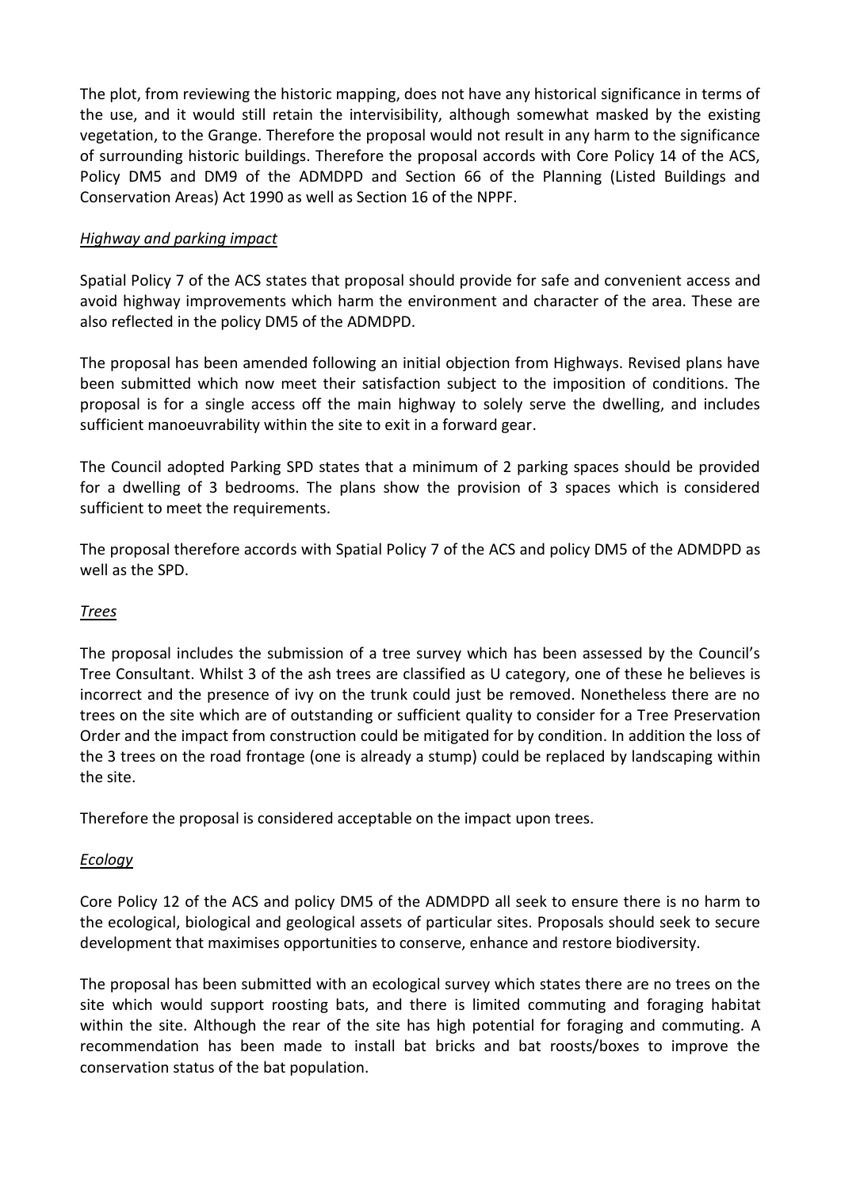The plot, from reviewing the historic mapping, does not have any historical significance in terms of the use, and it would still retain the intervisibility, although somewhat masked by the existing vegetation, to the Grange. Therefore the proposal would not result in any harm to the significance of surrounding historic buildings. Therefore the proposal accords with Core Policy 14 of the ACS, Policy DM5 and DM9 of the ADMDPD and Section 66 of the Planning (Listed Buildings and Conservation Areas) Act 1990 as well as Section 16 of the NPPF.

*Highway and parking impact*

Spatial Policy 7 of the ACS states that proposal should provide for safe and convenient access and avoid highway improvements which harm the environment and character of the area. These are also reflected in the policy DM5 of the ADMDPD.

The proposal has been amended following an initial objection from Highways. Revised plans have been submitted which now meet their satisfaction subject to the imposition of conditions. The proposal is for a single access off the main highway to solely serve the dwelling, and includes sufficient manoeuvrability within the site to exit in a forward gear.

The Council adopted Parking SPD states that a minimum of 2 parking spaces should be provided for a dwelling of 3 bedrooms. The plans show the provision of 3 spaces which is considered sufficient to meet the requirements.

The proposal therefore accords with Spatial Policy 7 of the ACS and policy DM5 of the ADMDPD as well as the SPD.

*Trees*

The proposal includes the submission of a tree survey which has been assessed by the Council's Tree Consultant. Whilst 3 of the ash trees are classified as U category, one of these he believes is incorrect and the presence of ivy on the trunk could just be removed. Nonetheless there are no trees on the site which are of outstanding or sufficient quality to consider for a Tree Preservation Order and the impact from construction could be mitigated for by condition. In addition the loss of the 3 trees on the road frontage (one is already a stump) could be replaced by landscaping within the site.

Therefore the proposal is considered acceptable on the impact upon trees.

*Ecology*

Core Policy 12 of the ACS and policy DM5 of the ADMDPD all seek to ensure there is no harm to the ecological, biological and geological assets of particular sites. Proposals should seek to secure development that maximises opportunities to conserve, enhance and restore biodiversity.

The proposal has been submitted with an ecological survey which states there are no trees on the site which would support roosting bats, and there is limited commuting and foraging habitat within the site. Although the rear of the site has high potential for foraging and commuting. A recommendation has been made to install bat bricks and bat roosts/boxes to improve the conservation status of the bat population.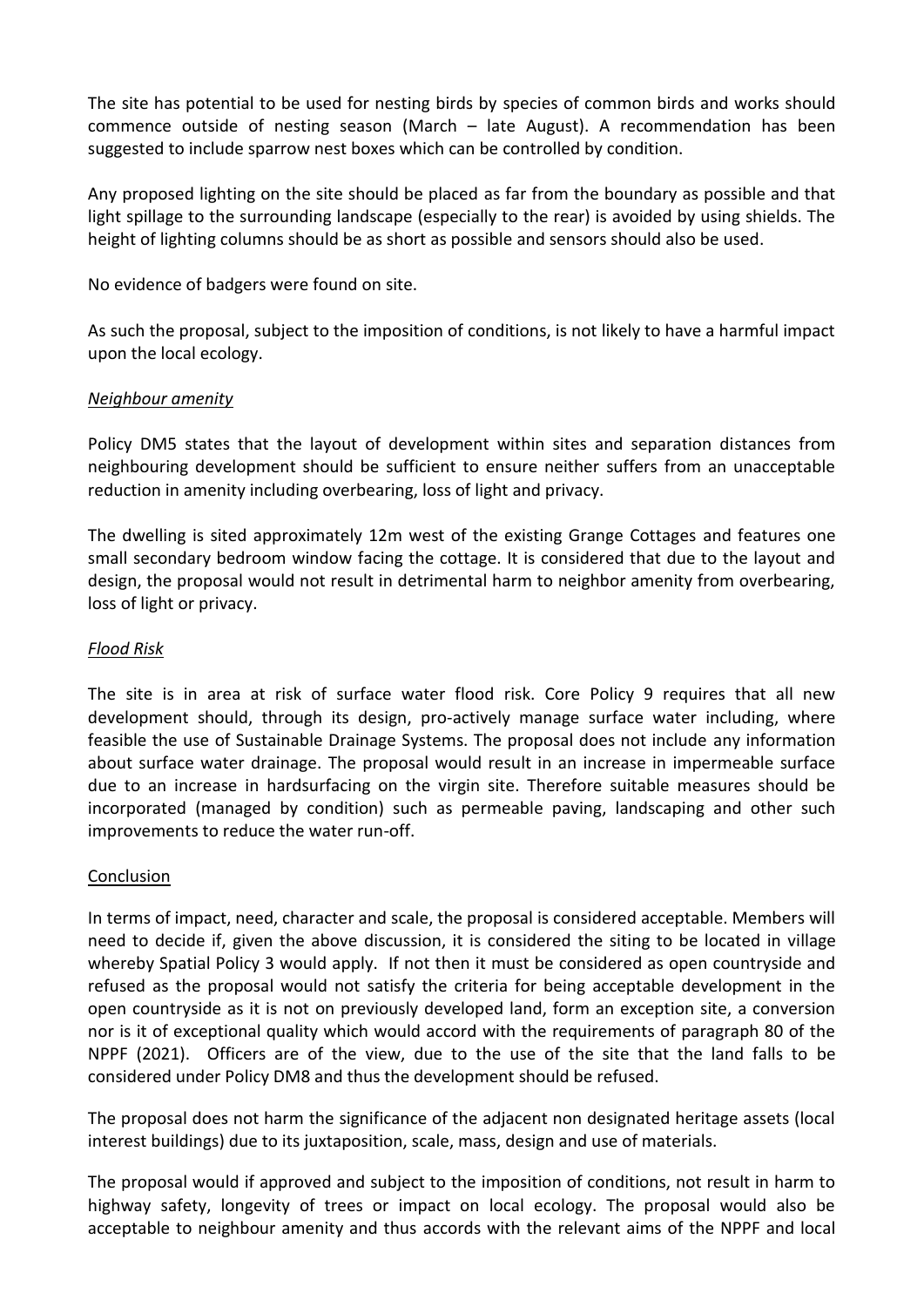The site has potential to be used for nesting birds by species of common birds and works should commence outside of nesting season (March – late August). A recommendation has been suggested to include sparrow nest boxes which can be controlled by condition.

Any proposed lighting on the site should be placed as far from the boundary as possible and that light spillage to the surrounding landscape (especially to the rear) is avoided by using shields. The height of lighting columns should be as short as possible and sensors should also be used.

No evidence of badgers were found on site.

As such the proposal, subject to the imposition of conditions, is not likely to have a harmful impact upon the local ecology.

*Neighbour amenity*

Policy DM5 states that the layout of development within sites and separation distances from neighbouring development should be sufficient to ensure neither suffers from an unacceptable reduction in amenity including overbearing, loss of light and privacy.

The dwelling is sited approximately 12m west of the existing Grange Cottages and features one small secondary bedroom window facing the cottage. It is considered that due to the layout and design, the proposal would not result in detrimental harm to neighbor amenity from overbearing, loss of light or privacy.

*Flood Risk*

The site is in area at risk of surface water flood risk. Core Policy 9 requires that all new development should, through its design, pro-actively manage surface water including, where feasible the use of Sustainable Drainage Systems. The proposal does not include any information about surface water drainage. The proposal would result in an increase in impermeable surface due to an increase in hardsurfacing on the virgin site. Therefore suitable measures should be incorporated (managed by condition) such as permeable paving, landscaping and other such improvements to reduce the water run-off.

Conclusion

In terms of impact, need, character and scale, the proposal is considered acceptable. Members will need to decide if, given the above discussion, it is considered the siting to be located in village whereby Spatial Policy 3 would apply. If not then it must be considered as open countryside and refused as the proposal would not satisfy the criteria for being acceptable development in the open countryside as it is not on previously developed land, form an exception site, a conversion nor is it of exceptional quality which would accord with the requirements of paragraph 80 of the NPPF (2021). Officers are of the view, due to the use of the site that the land falls to be considered under Policy DM8 and thus the development should be refused.

The proposal does not harm the significance of the adjacent non designated heritage assets (local interest buildings) due to its juxtaposition, scale, mass, design and use of materials.

The proposal would if approved and subject to the imposition of conditions, not result in harm to highway safety, longevity of trees or impact on local ecology. The proposal would also be acceptable to neighbour amenity and thus accords with the relevant aims of the NPPF and local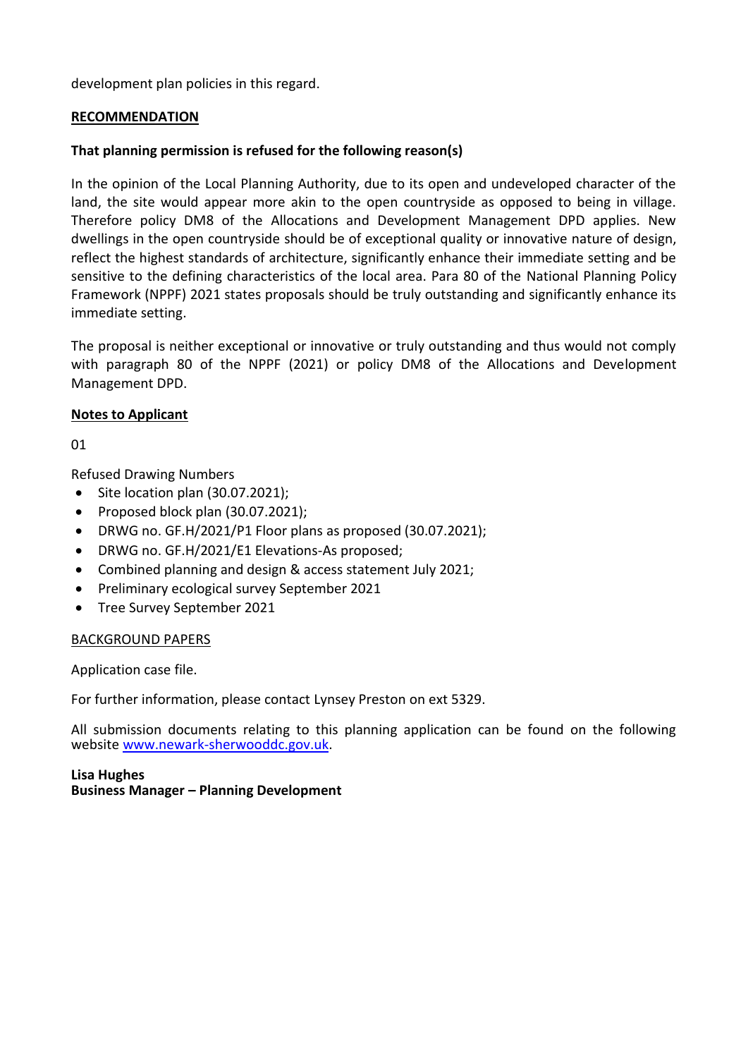development plan policies in this regard.

**RECOMMENDATION**

**That planning permission is refused for the following reason(s)**

In the opinion of the Local Planning Authority, due to its open and undeveloped character of the land, the site would appear more akin to the open countryside as opposed to being in village. Therefore policy DM8 of the Allocations and Development Management DPD applies. New dwellings in the open countryside should be of exceptional quality or innovative nature of design, reflect the highest standards of architecture, significantly enhance their immediate setting and be sensitive to the defining characteristics of the local area. Para 80 of the National Planning Policy Framework (NPPF) 2021 states proposals should be truly outstanding and significantly enhance its immediate setting.

The proposal is neither exceptional or innovative or truly outstanding and thus would not comply with paragraph 80 of the NPPF (2021) or policy DM8 of the Allocations and Development Management DPD.

**Notes to Applicant**

01

Refused Drawing Numbers

- Site location plan (30.07.2021);
- Proposed block plan (30.07.2021);
- DRWG no. GF.H/2021/P1 Floor plans as proposed (30.07.2021);
- DRWG no. GF.H/2021/E1 Elevations-As proposed;
- Combined planning and design & access statement July 2021;
- Preliminary ecological survey September 2021
- Tree Survey September 2021

BACKGROUND PAPERS

Application case file.

For further information, please contact Lynsey Preston on ext 5329.

All submission documents relating to this planning application can be found on the following website www.newark-sherwooddc.gov.uk.

**Lisa Hughes**
**Business Manager – Planning Development**